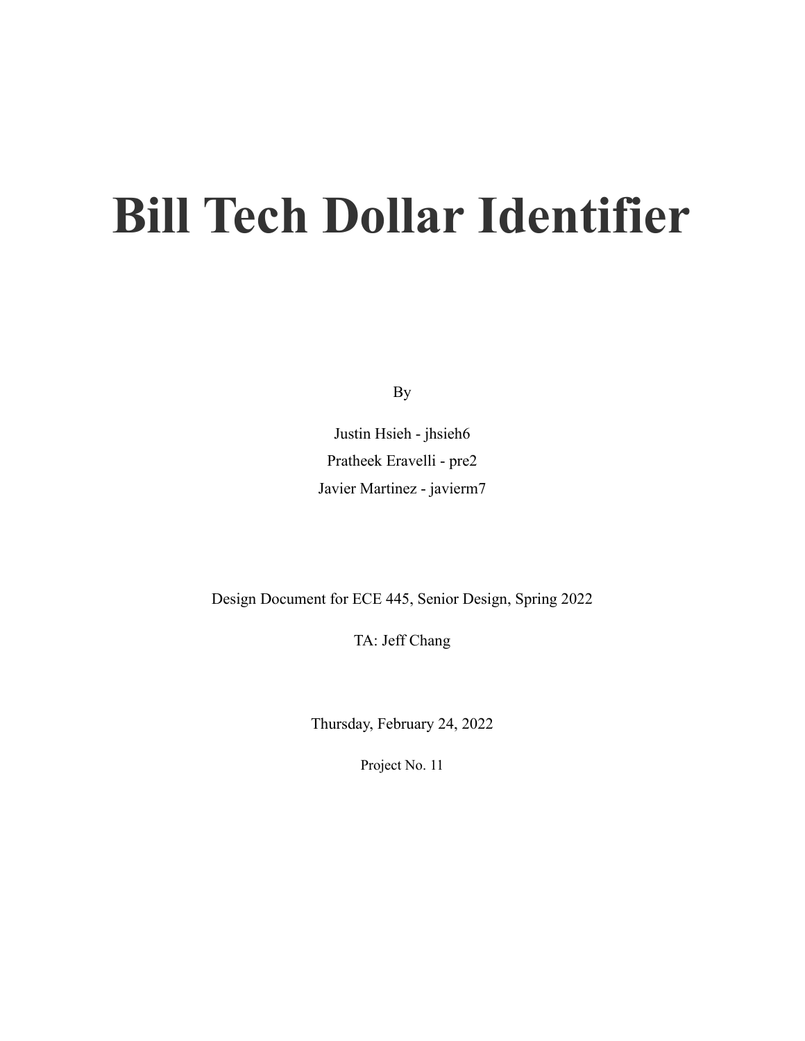# Bill Tech Dollar Identifier

By

Justin Hsieh - jhsieh6

Pratheek Eravelli - pre2

Javier Martinez - javierm7

Design Document for ECE 445, Senior Design, Spring 2022

TA: Jeff Chang

Thursday, February 24, 2022

Project No. 11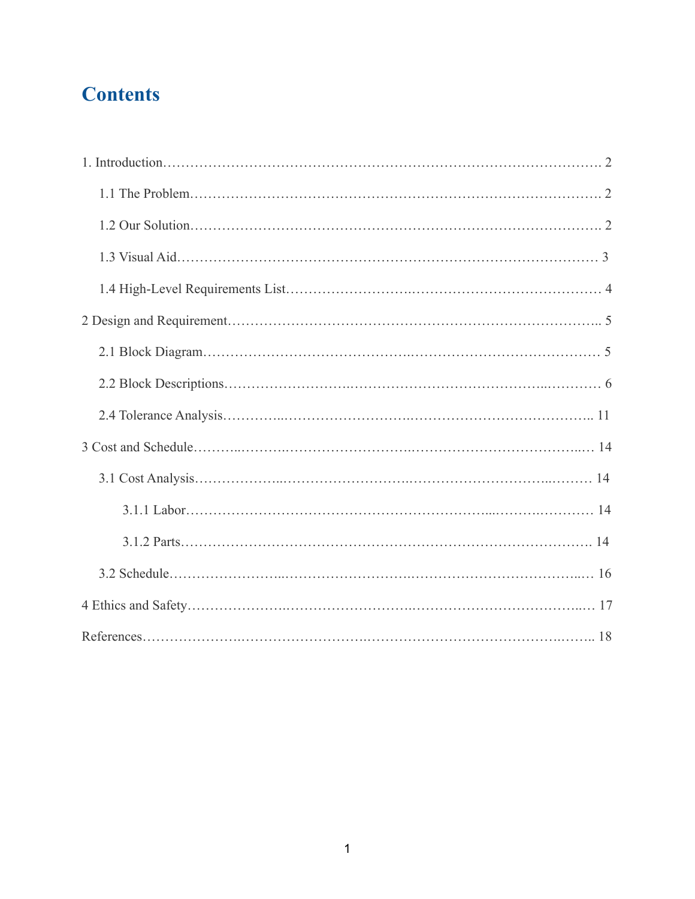# Contents

1. Introduction……………………………………………………………………………………. 2

    1.1 The Problem…………………………………………………………………………………. 2

    1.2 Our Solution…………………………………………………………………………………. 2

    1.3 Visual Aid…………………………………………………………………………………… 3

    1.4 High-Level Requirements List……………………………………………………………… 4

2 Design and Requirement………………………………………………………………………….. 5

    2.1 Block Diagram………………………………………………………………………………. 5

    2.2 Block Descriptions…………………………………………………………………………… 6

    2.4 Tolerance Analysis………………………………………………………………………….. 11

3 Cost and Schedule………………………………………………………………………………… 14

    3.1 Cost Analysis………………………………………………………………………………… 14

        3.1.1 Labor……………………………………………………………………………………… 14

        3.1.2 Parts………………………………………………………………………………………. 14

    3.2 Schedule……………………………………………………………………………………… 16

4 Ethics and Safety…………………………………………………………………………………… 17

References…………………………………………………………………………………………….. 18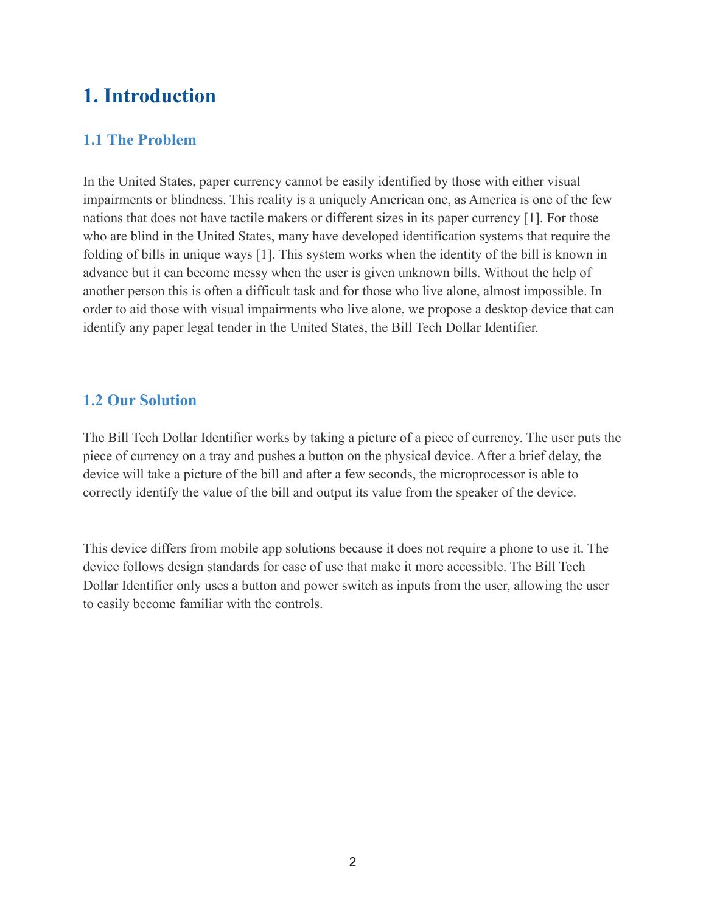# 1. Introduction

## 1.1 The Problem

In the United States, paper currency cannot be easily identified by those with either visual impairments or blindness. This reality is a uniquely American one, as America is one of the few nations that does not have tactile makers or different sizes in its paper currency [1]. For those who are blind in the United States, many have developed identification systems that require the folding of bills in unique ways [1]. This system works when the identity of the bill is known in advance but it can become messy when the user is given unknown bills. Without the help of another person this is often a difficult task and for those who live alone, almost impossible. In order to aid those with visual impairments who live alone, we propose a desktop device that can identify any paper legal tender in the United States, the Bill Tech Dollar Identifier.

## 1.2 Our Solution

The Bill Tech Dollar Identifier works by taking a picture of a piece of currency. The user puts the piece of currency on a tray and pushes a button on the physical device. After a brief delay, the device will take a picture of the bill and after a few seconds, the microprocessor is able to correctly identify the value of the bill and output its value from the speaker of the device.

This device differs from mobile app solutions because it does not require a phone to use it. The device follows design standards for ease of use that make it more accessible. The Bill Tech Dollar Identifier only uses a button and power switch as inputs from the user, allowing the user to easily become familiar with the controls.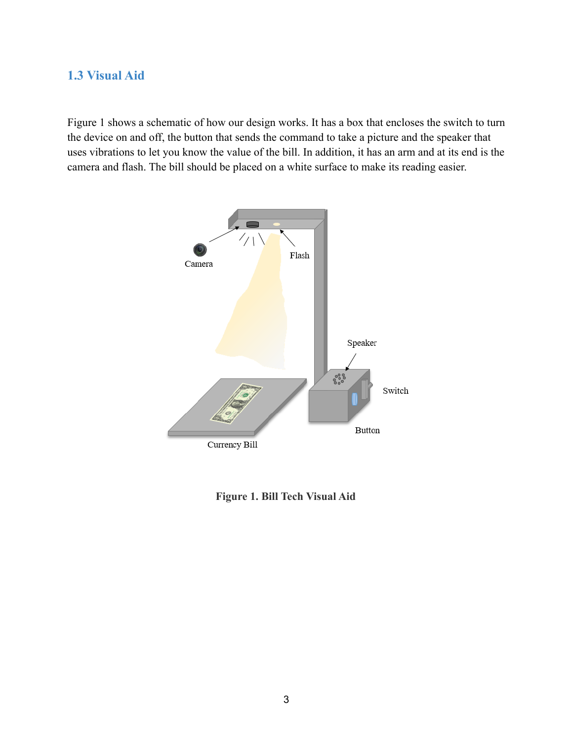## 1.3 Visual Aid

Figure 1 shows a schematic of how our design works. It has a box that encloses the switch to turn the device on and off, the button that sends the command to take a picture and the speaker that uses vibrations to let you know the value of the bill. In addition, it has an arm and at its end is the camera and flash. The bill should be placed on a white surface to make its reading easier.

**Figure 1. Bill Tech Visual Aid**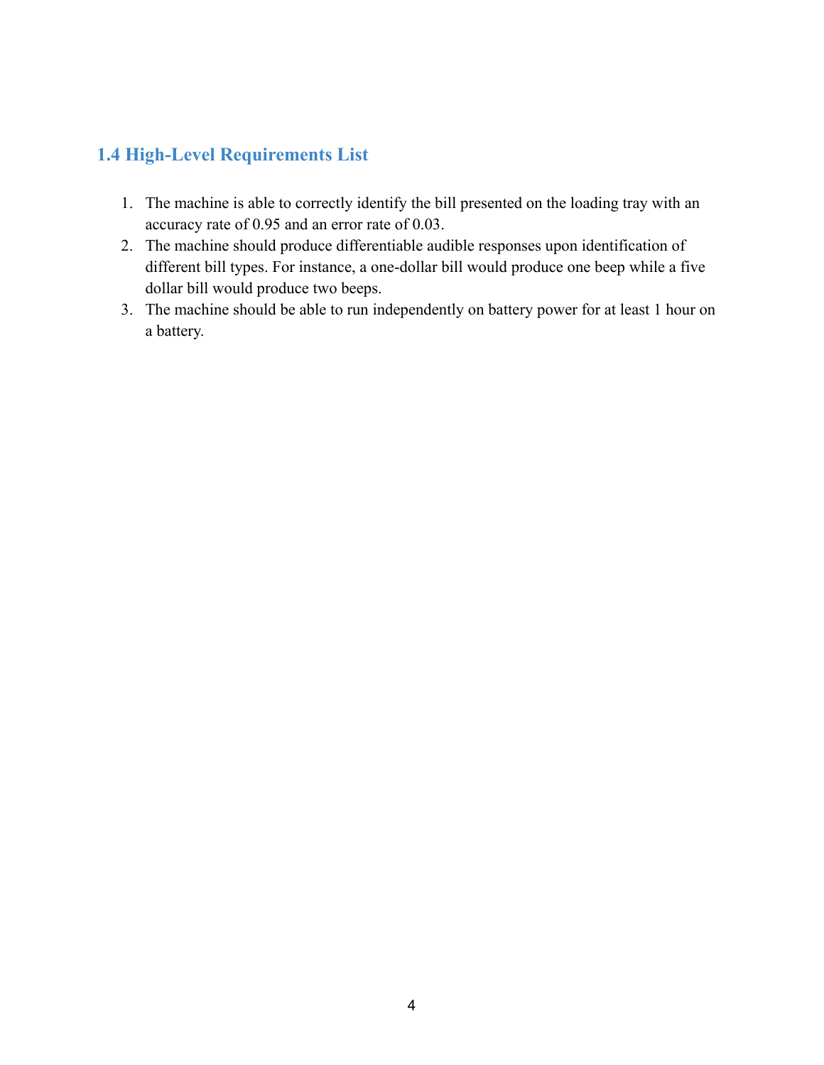## 1.4 High-Level Requirements List

1. The machine is able to correctly identify the bill presented on the loading tray with an accuracy rate of 0.95 and an error rate of 0.03.
2. The machine should produce differentiable audible responses upon identification of different bill types. For instance, a one-dollar bill would produce one beep while a five dollar bill would produce two beeps.
3. The machine should be able to run independently on battery power for at least 1 hour on a battery.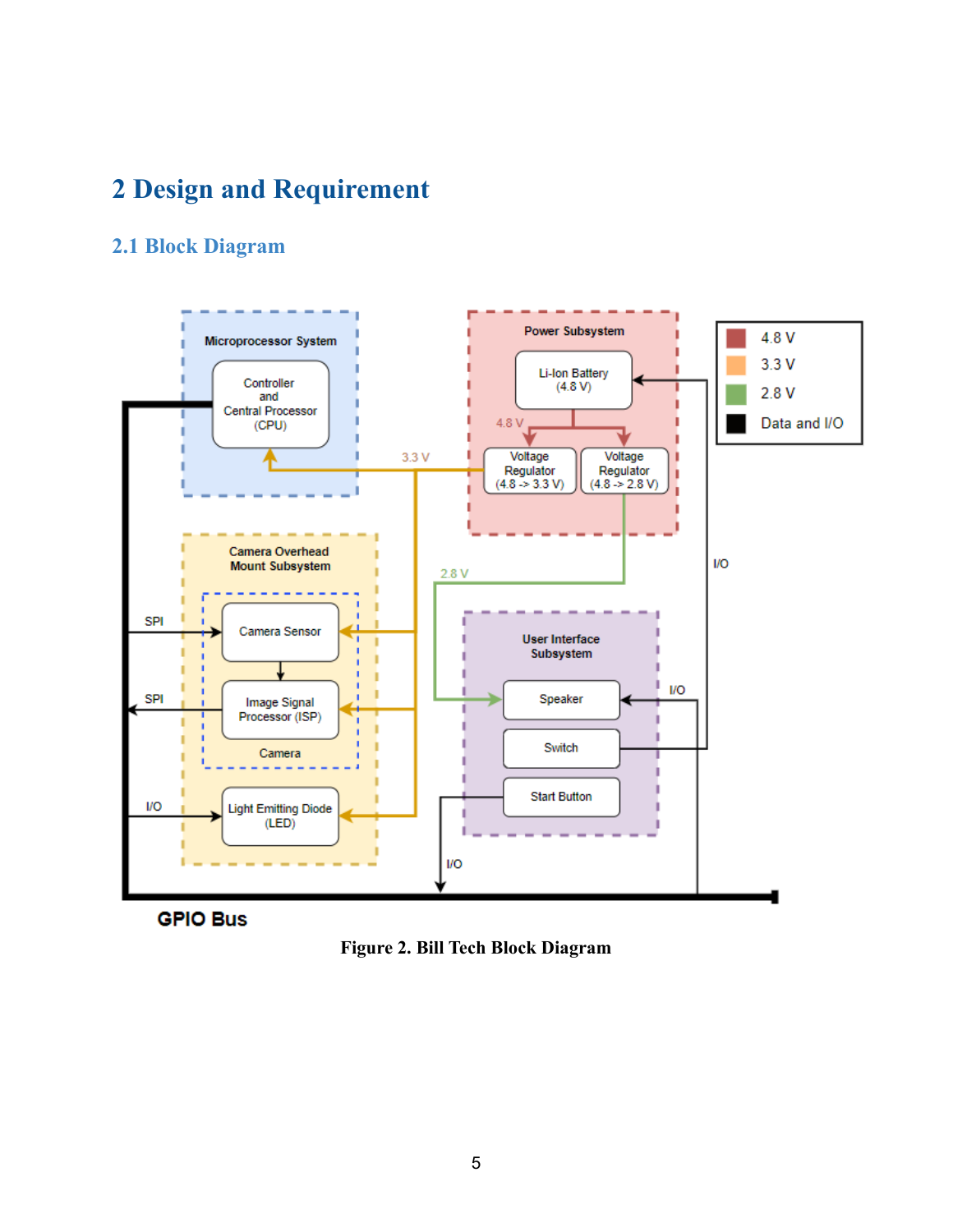# 2 Design and Requirement

## 2.1 Block Diagram

**Figure 2. Bill Tech Block Diagram**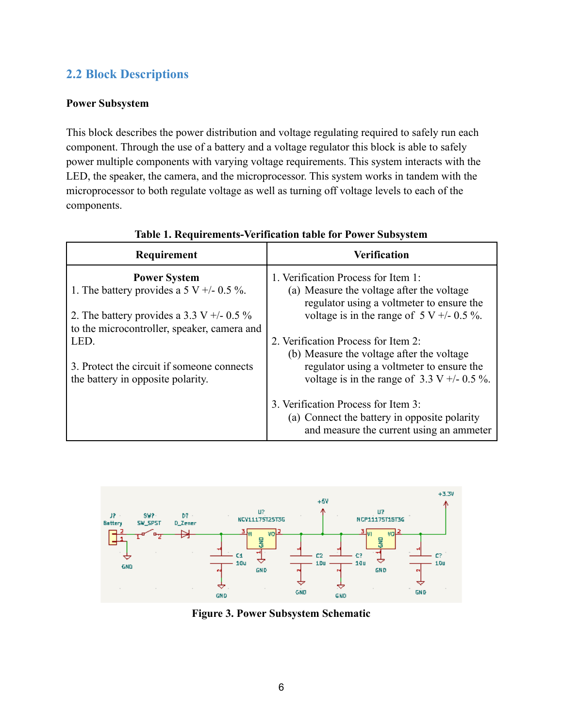## 2.2 Block Descriptions

**Power Subsystem**

This block describes the power distribution and voltage regulating required to safely run each component. Through the use of a battery and a voltage regulator this block is able to safely power multiple components with varying voltage requirements. This system interacts with the LED, the speaker, the camera, and the microprocessor. This system works in tandem with the microprocessor to both regulate voltage as well as turning off voltage levels to each of the components.

**Table 1. Requirements-Verification table for Power Subsystem**

| Requirement | Verification |
|---|---|
| **Power System**<br>1. The battery provides a 5 V +/- 0.5 %.<br><br>2. The battery provides a 3.3 V +/- 0.5 % to the microcontroller, speaker, camera and LED.<br><br>3. Protect the circuit if someone connects the battery in opposite polarity. | 1. Verification Process for Item 1:<br>(a) Measure the voltage after the voltage regulator using a voltmeter to ensure the voltage is in the range of 5 V +/- 0.5 %.<br><br>2. Verification Process for Item 2:<br>(b) Measure the voltage after the voltage regulator using a voltmeter to ensure the voltage is in the range of 3.3 V +/- 0.5 %.<br><br>3. Verification Process for Item 3:<br>(a) Connect the battery in opposite polarity and measure the current using an ammeter |

**Figure 3. Power Subsystem Schematic**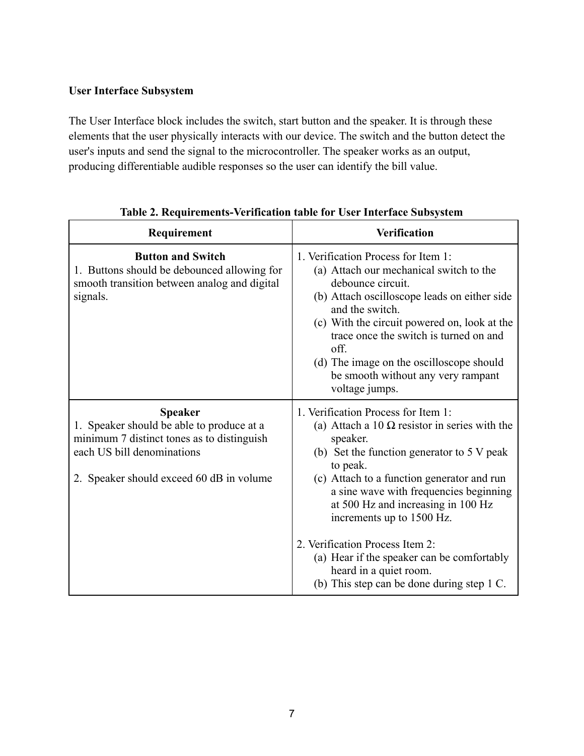**User Interface Subsystem**

The User Interface block includes the switch, start button and the speaker. It is through these elements that the user physically interacts with our device. The switch and the button detect the user's inputs and send the signal to the microcontroller. The speaker works as an output, producing differentiable audible responses so the user can identify the bill value.

**Table 2. Requirements-Verification table for User Interface Subsystem**

| Requirement | Verification |
|---|---|
| **Button and Switch**<br>1. Buttons should be debounced allowing for smooth transition between analog and digital signals. | 1. Verification Process for Item 1:<br>(a) Attach our mechanical switch to the debounce circuit.<br>(b) Attach oscilloscope leads on either side and the switch.<br>(c) With the circuit powered on, look at the trace once the switch is turned on and off.<br>(d) The image on the oscilloscope should be smooth without any very rampant voltage jumps. |
| **Speaker**<br>1. Speaker should be able to produce at a minimum 7 distinct tones as to distinguish each US bill denominations<br><br>2. Speaker should exceed 60 dB in volume | 1. Verification Process for Item 1:<br>(a) Attach a 10 Ω resistor in series with the speaker.<br>(b) Set the function generator to 5 V peak to peak.<br>(c) Attach to a function generator and run a sine wave with frequencies beginning at 500 Hz and increasing in 100 Hz increments up to 1500 Hz.<br><br>2. Verification Process Item 2:<br>(a) Hear if the speaker can be comfortably heard in a quiet room.<br>(b) This step can be done during step 1 C. |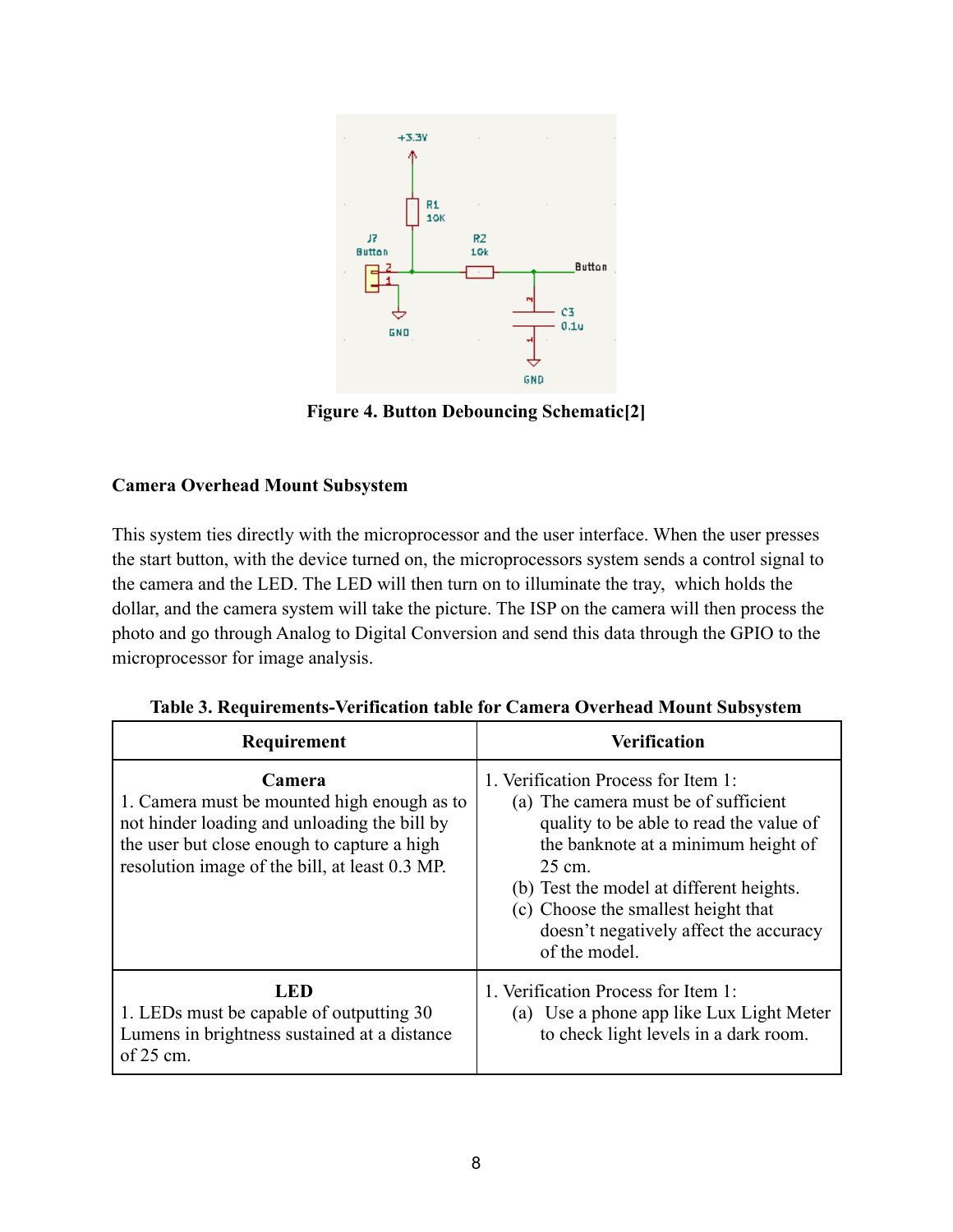Figure 4. Button Debouncing Schematic[2]

**Camera Overhead Mount Subsystem**

This system ties directly with the microprocessor and the user interface. When the user presses the start button, with the device turned on, the microprocessors system sends a control signal to the camera and the LED. The LED will then turn on to illuminate the tray, which holds the dollar, and the camera system will take the picture. The ISP on the camera will then process the photo and go through Analog to Digital Conversion and send this data through the GPIO to the microprocessor for image analysis.

**Table 3. Requirements-Verification table for Camera Overhead Mount Subsystem**

| Requirement | Verification |
|---|---|
| **Camera**<br>1. Camera must be mounted high enough as to not hinder loading and unloading the bill by the user but close enough to capture a high resolution image of the bill, at least 0.3 MP. | 1. Verification Process for Item 1:<br>(a) The camera must be of sufficient quality to be able to read the value of the banknote at a minimum height of 25 cm.<br>(b) Test the model at different heights.<br>(c) Choose the smallest height that doesn't negatively affect the accuracy of the model. |
| **LED**<br>1. LEDs must be capable of outputting 30 Lumens in brightness sustained at a distance of 25 cm. | 1. Verification Process for Item 1:<br>(a) Use a phone app like Lux Light Meter to check light levels in a dark room. |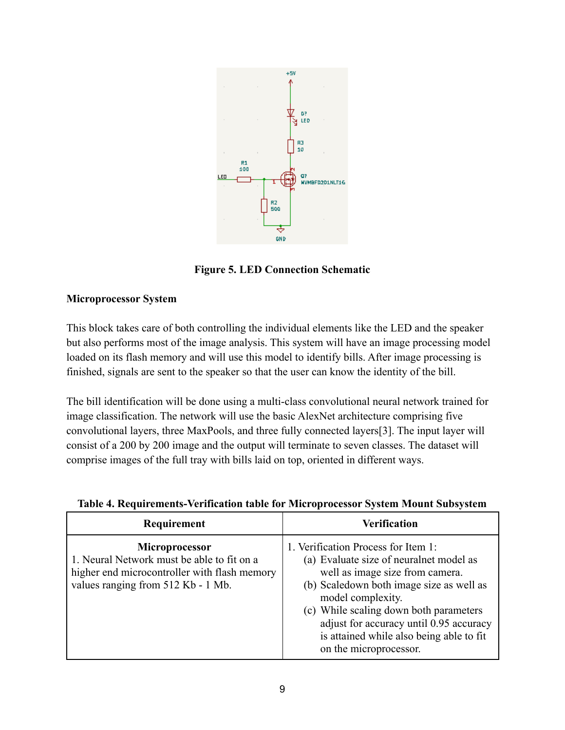**Figure 5. LED Connection Schematic**

**Microprocessor System**

This block takes care of both controlling the individual elements like the LED and the speaker but also performs most of the image analysis. This system will have an image processing model loaded on its flash memory and will use this model to identify bills. After image processing is finished, signals are sent to the speaker so that the user can know the identity of the bill.

The bill identification will be done using a multi-class convolutional neural network trained for image classification. The network will use the basic AlexNet architecture comprising five convolutional layers, three MaxPools, and three fully connected layers[3]. The input layer will consist of a 200 by 200 image and the output will terminate to seven classes. The dataset will comprise images of the full tray with bills laid on top, oriented in different ways.

**Table 4. Requirements-Verification table for Microprocessor System Mount Subsystem**

| Requirement | Verification |
| --- | --- |
| **Microprocessor**<br>1. Neural Network must be able to fit on a higher end microcontroller with flash memory values ranging from 512 Kb - 1 Mb. | 1. Verification Process for Item 1:<br>(a) Evaluate size of neuralnet model as well as image size from camera.<br>(b) Scaledown both image size as well as model complexity.<br>(c) While scaling down both parameters adjust for accuracy until 0.95 accuracy is attained while also being able to fit on the microprocessor. |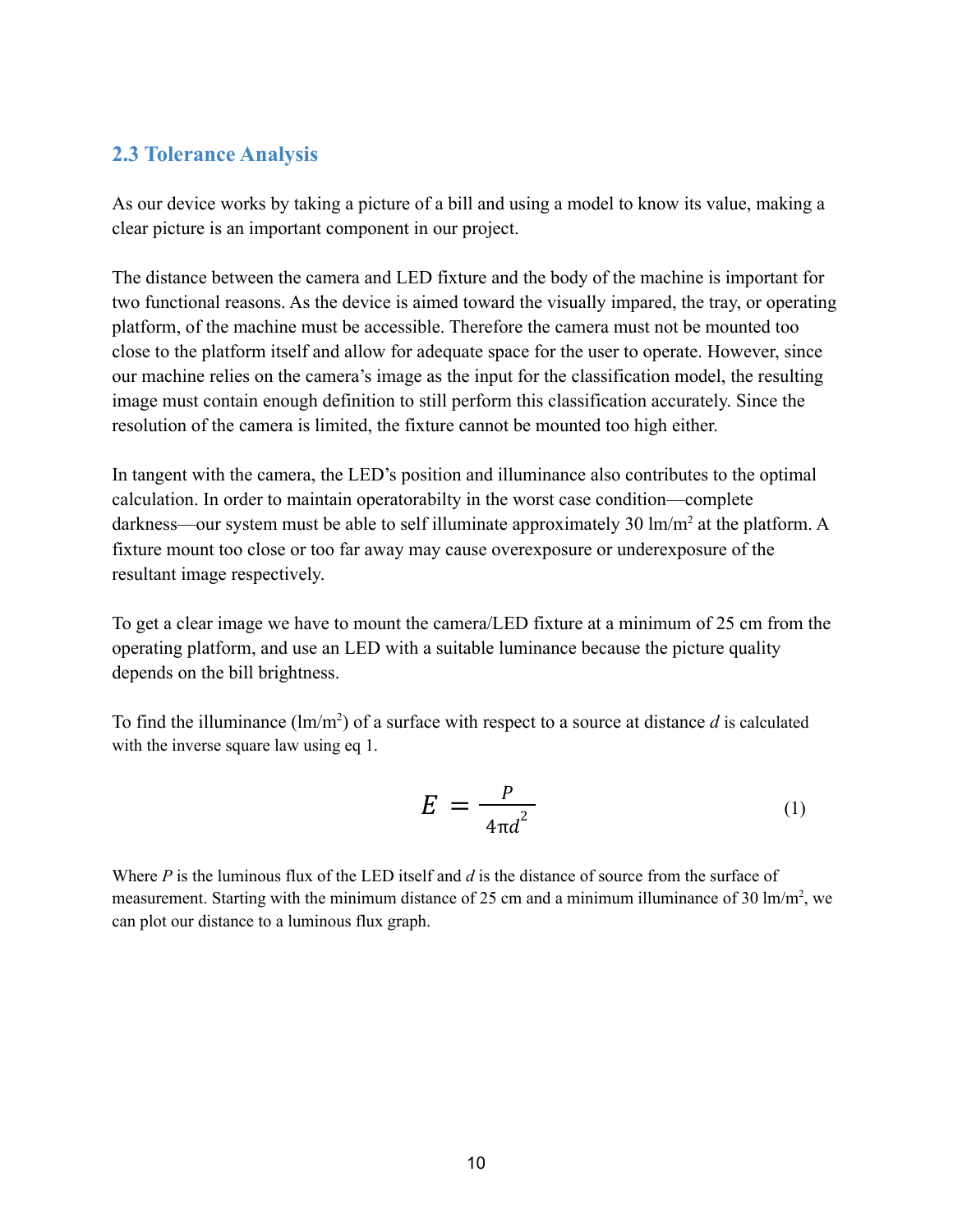## 2.3 Tolerance Analysis

As our device works by taking a picture of a bill and using a model to know its value, making a clear picture is an important component in our project.

The distance between the camera and LED fixture and the body of the machine is important for two functional reasons. As the device is aimed toward the visually impared, the tray, or operating platform, of the machine must be accessible. Therefore the camera must not be mounted too close to the platform itself and allow for adequate space for the user to operate. However, since our machine relies on the camera's image as the input for the classification model, the resulting image must contain enough definition to still perform this classification accurately. Since the resolution of the camera is limited, the fixture cannot be mounted too high either.

In tangent with the camera, the LED's position and illuminance also contributes to the optimal calculation. In order to maintain operatorabilty in the worst case condition—complete darkness—our system must be able to self illuminate approximately 30 $lm/m^2$ at the platform. A fixture mount too close or too far away may cause overexposure or underexposure of the resultant image respectively.

To get a clear image we have to mount the camera/LED fixture at a minimum of 25 cm from the operating platform, and use an LED with a suitable luminance because the picture quality depends on the bill brightness.

To find the illuminance ($lm/m^2$) of a surface with respect to a source at distance *d* is calculated with the inverse square law using eq 1.

$$E = \frac{P}{4\pi d^2} \tag{1}$$

Where *P* is the luminous flux of the LED itself and *d* is the distance of source from the surface of measurement. Starting with the minimum distance of 25 cm and a minimum illuminance of 30 $lm/m^2$, we can plot our distance to a luminous flux graph.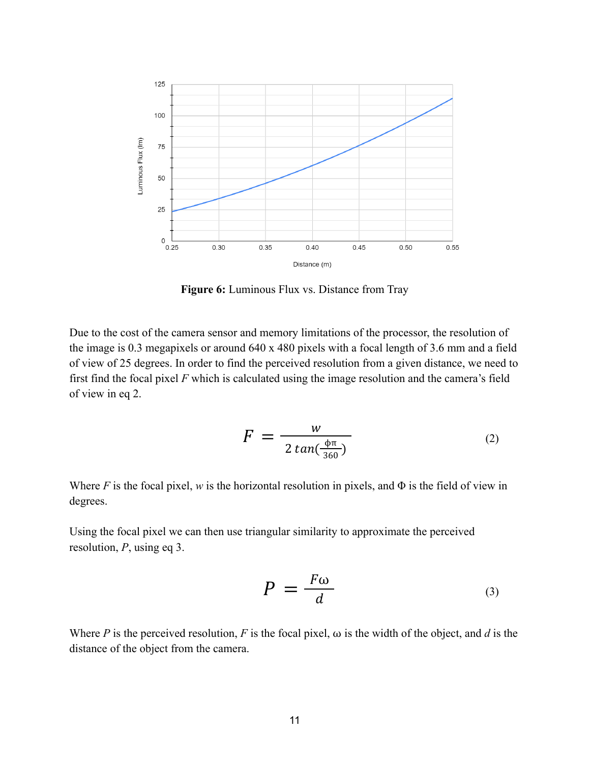**Figure 6:** Luminous Flux vs. Distance from Tray

Due to the cost of the camera sensor and memory limitations of the processor, the resolution of the image is 0.3 megapixels or around 640 x 480 pixels with a focal length of 3.6 mm and a field of view of 25 degrees. In order to find the perceived resolution from a given distance, we need to first find the focal pixel $F$ which is calculated using the image resolution and the camera's field of view in eq 2.

$$F = \frac{w}{2\,tan(\frac{\phi\pi}{360})} \tag{2}$$

Where $F$ is the focal pixel, $w$ is the horizontal resolution in pixels, and $\Phi$ is the field of view in degrees.

Using the focal pixel we can then use triangular similarity to approximate the perceived resolution, $P$, using eq 3.

$$P = \frac{F\omega}{d} \tag{3}$$

Where $P$ is the perceived resolution, $F$ is the focal pixel, $\omega$ is the width of the object, and $d$ is the distance of the object from the camera.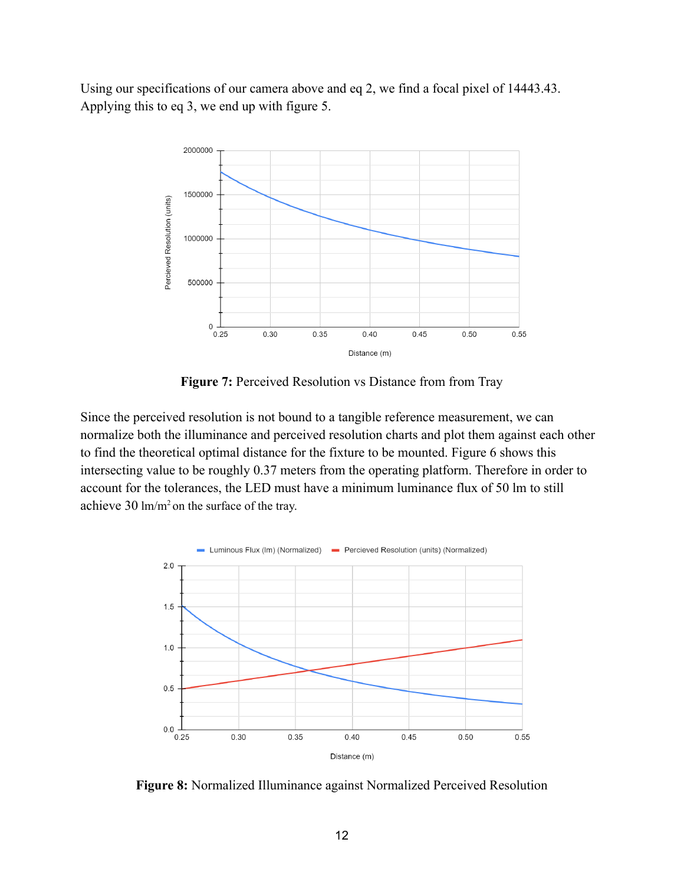Using our specifications of our camera above and eq 2, we find a focal pixel of 14443.43. Applying this to eq 3, we end up with figure 5.

**Figure 7:** Perceived Resolution vs Distance from from Tray

Since the perceived resolution is not bound to a tangible reference measurement, we can normalize both the illuminance and perceived resolution charts and plot them against each other to find the theoretical optimal distance for the fixture to be mounted. Figure 6 shows this intersecting value to be roughly 0.37 meters from the operating platform. Therefore in order to account for the tolerances, the LED must have a minimum luminance flux of 50 lm to still achieve 30 $lm/m^2$ on the surface of the tray.

**Figure 8:** Normalized Illuminance against Normalized Perceived Resolution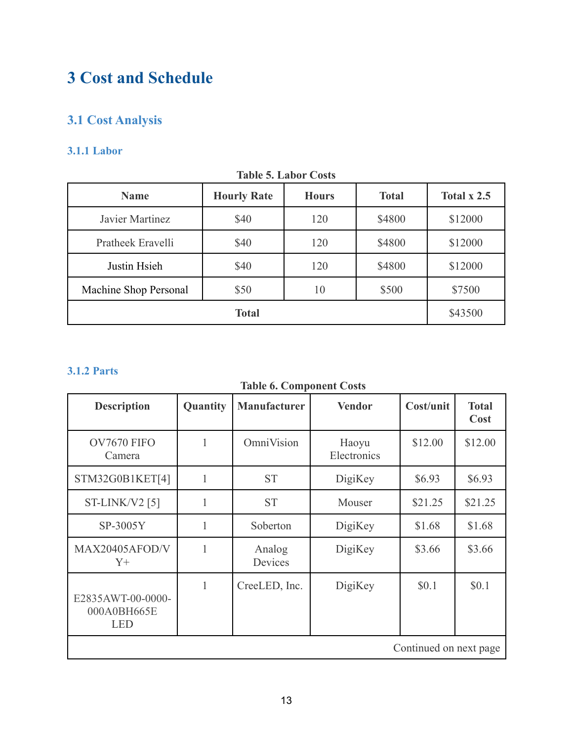# 3 Cost and Schedule

## 3.1 Cost Analysis

### 3.1.1 Labor

**Table 5. Labor Costs**

| Name | Hourly Rate | Hours | Total | Total x 2.5 |
|---|---|---|---|---|
| Javier Martinez | $40 | 120 | $4800 | $12000 |
| Pratheek Eravelli | $40 | 120 | $4800 | $12000 |
| Justin Hsieh | $40 | 120 | $4800 | $12000 |
| Machine Shop Personal | $50 | 10 | $500 | $7500 |
| **Total** | | | | $43500 |

### 3.1.2 Parts

**Table 6. Component Costs**

| Description | Quantity | Manufacturer | Vendor | Cost/unit | Total Cost |
|---|---|---|---|---|---|
| OV7670 FIFO Camera | 1 | OmniVision | Haoyu Electronics | $12.00 | $12.00 |
| STM32G0B1KET[4] | 1 | ST | DigiKey | $6.93 | $6.93 |
| ST-LINK/V2 [5] | 1 | ST | Mouser | $21.25 | $21.25 |
| SP-3005Y | 1 | Soberton | DigiKey | $1.68 | $1.68 |
| MAX20405AFOD/VY+ | 1 | Analog Devices | DigiKey | $3.66 | $3.66 |
| E2835AWT-00-0000-000A0BH665E LED | 1 | CreeLED, Inc. | DigiKey | $0.1 | $0.1 |
| Continued on next page | | | | | |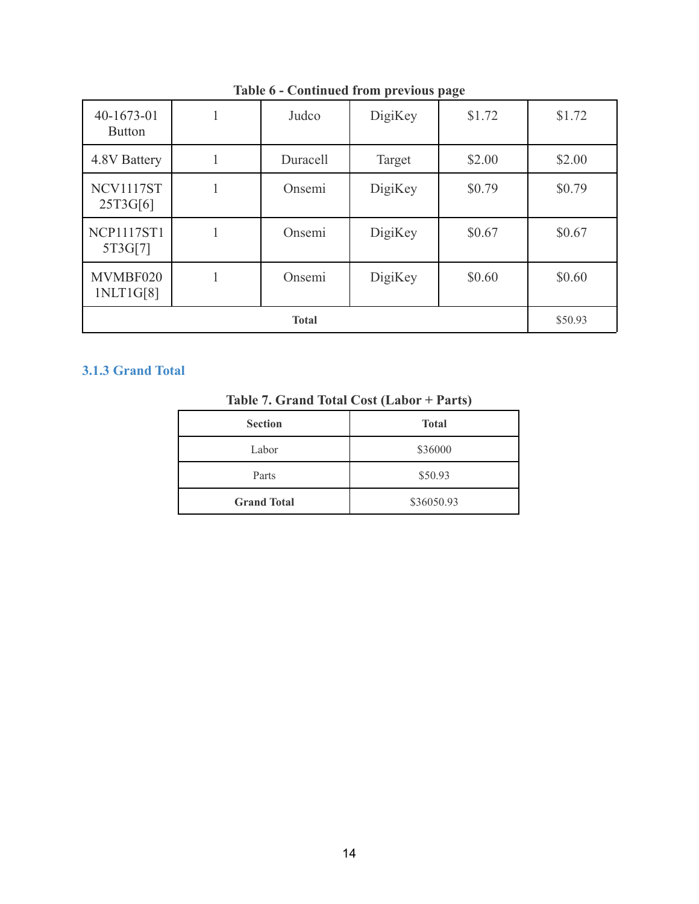**Table 6 - Continued from previous page**

| | | | | | |
|---|---|---|---|---|---|
| 40-1673-01 Button | 1 | Judco | DigiKey | $1.72 | $1.72 |
| 4.8V Battery | 1 | Duracell | Target | $2.00 | $2.00 |
| NCV1117ST25T3G[6] | 1 | Onsemi | DigiKey | $0.79 | $0.79 |
| NCP1117ST15T3G[7] | 1 | Onsemi | DigiKey | $0.67 | $0.67 |
| MVMBF0201NLT1G[8] | 1 | Onsemi | DigiKey | $0.60 | $0.60 |
| **Total** | | | | | $50.93 |

### 3.1.3 Grand Total

**Table 7. Grand Total Cost (Labor + Parts)**

| Section | Total |
|---|---|
| Labor | $36000 |
| Parts | $50.93 |
| **Grand Total** | $36050.93 |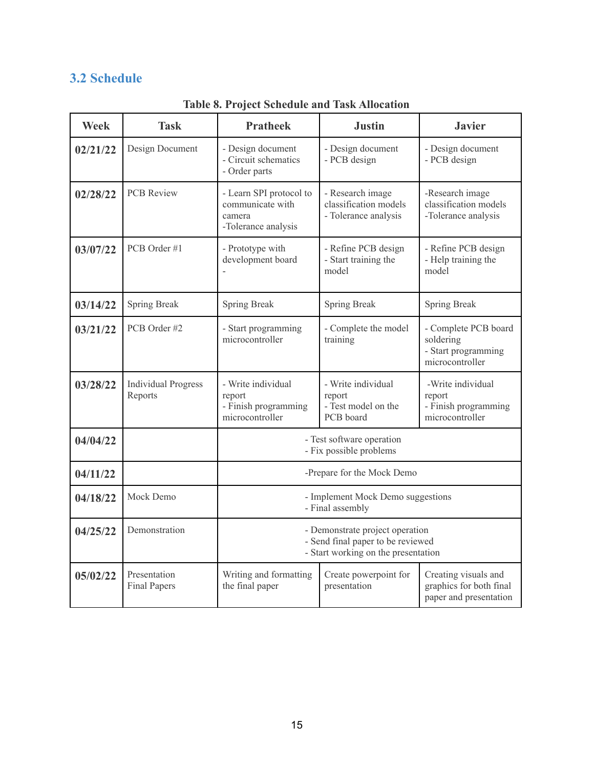### 3.2 Schedule

**Table 8. Project Schedule and Task Allocation**

| Week | Task | Pratheek | Justin | Javier |
|---|---|---|---|---|
| **02/21/22** | Design Document | - Design document<br>- Circuit schematics<br>- Order parts | - Design document<br>- PCB design | - Design document<br>- PCB design |
| **02/28/22** | PCB Review | - Learn SPI protocol to communicate with camera<br>-Tolerance analysis | - Research image classification models<br>- Tolerance analysis | -Research image classification models<br>-Tolerance analysis |
| **03/07/22** | PCB Order #1 | - Prototype with development board<br>- | - Refine PCB design<br>- Start training the model | - Refine PCB design<br>- Help training the model |
| **03/14/22** | Spring Break | Spring Break | Spring Break | Spring Break |
| **03/21/22** | PCB Order #2 | - Start programming microcontroller | - Complete the model training | - Complete PCB board soldering<br>- Start programming microcontroller |
| **03/28/22** | Individual Progress Reports | - Write individual report<br>- Finish programming microcontroller | - Write individual report<br>- Test model on the PCB board | -Write individual report<br>- Finish programming microcontroller |
| **04/04/22** | | - Test software operation<br>- Fix possible problems | | |
| **04/11/22** | | -Prepare for the Mock Demo | | |
| **04/18/22** | Mock Demo | - Implement Mock Demo suggestions<br>- Final assembly | | |
| **04/25/22** | Demonstration | - Demonstrate project operation<br>- Send final paper to be reviewed<br>- Start working on the presentation | | |
| **05/02/22** | Presentation<br>Final Papers | Writing and formatting the final paper | Create powerpoint for presentation | Creating visuals and graphics for both final paper and presentation |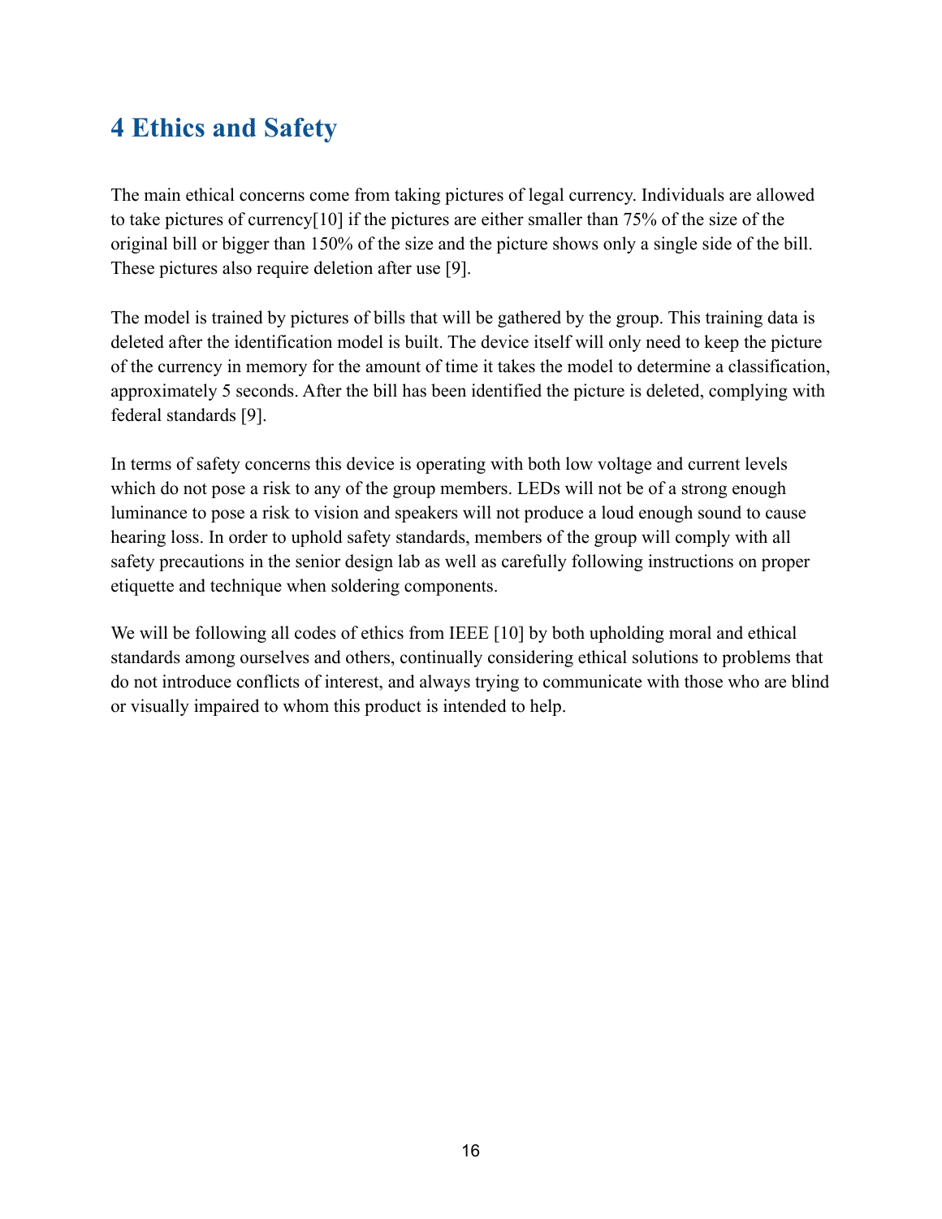# 4 Ethics and Safety

The main ethical concerns come from taking pictures of legal currency. Individuals are allowed to take pictures of currency[10] if the pictures are either smaller than 75% of the size of the original bill or bigger than 150% of the size and the picture shows only a single side of the bill. These pictures also require deletion after use [9].

The model is trained by pictures of bills that will be gathered by the group. This training data is deleted after the identification model is built. The device itself will only need to keep the picture of the currency in memory for the amount of time it takes the model to determine a classification, approximately 5 seconds. After the bill has been identified the picture is deleted, complying with federal standards [9].

In terms of safety concerns this device is operating with both low voltage and current levels which do not pose a risk to any of the group members. LEDs will not be of a strong enough luminance to pose a risk to vision and speakers will not produce a loud enough sound to cause hearing loss. In order to uphold safety standards, members of the group will comply with all safety precautions in the senior design lab as well as carefully following instructions on proper etiquette and technique when soldering components.

We will be following all codes of ethics from IEEE [10] by both upholding moral and ethical standards among ourselves and others, continually considering ethical solutions to problems that do not introduce conflicts of interest, and always trying to communicate with those who are blind or visually impaired to whom this product is intended to help.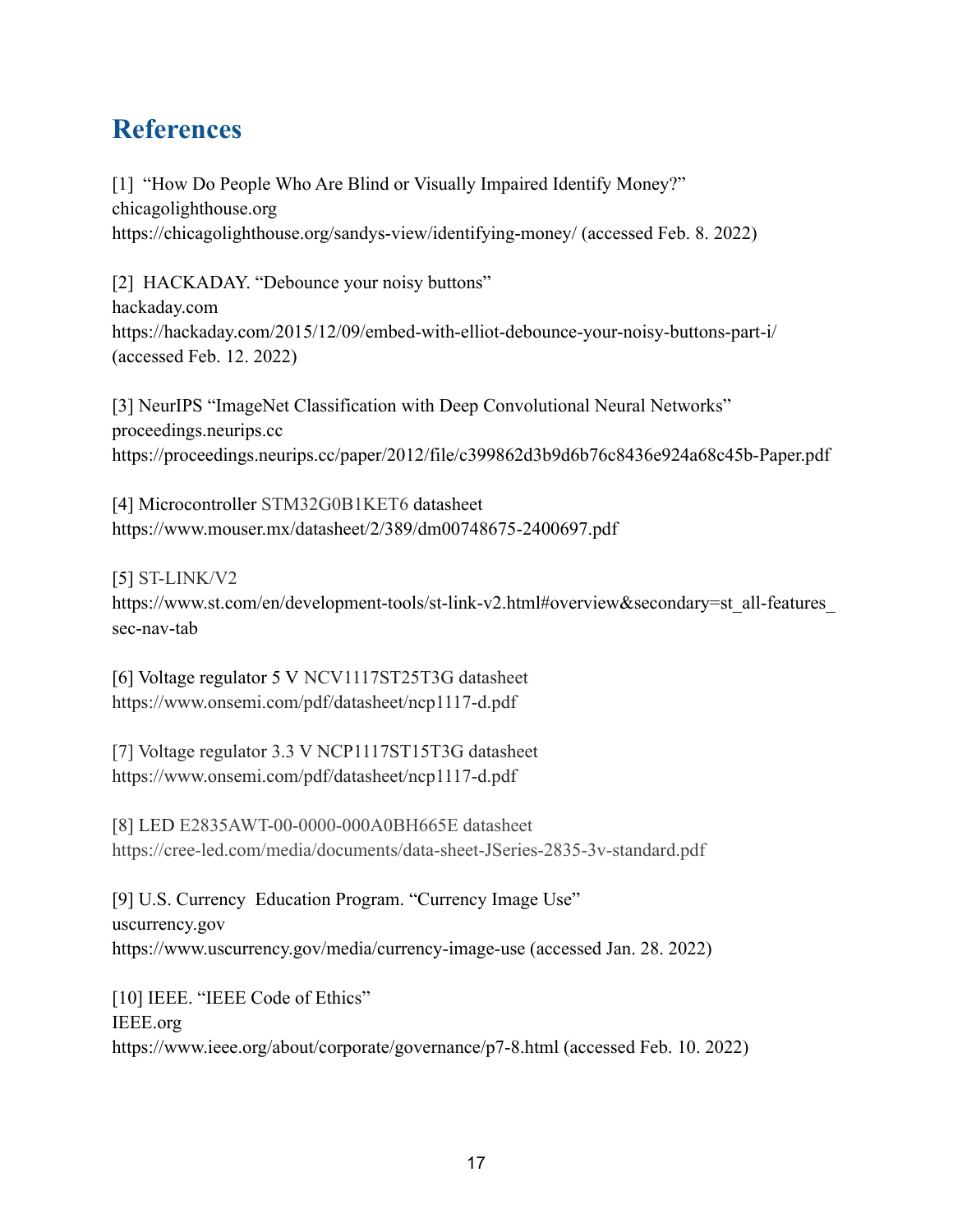# References

[1] "How Do People Who Are Blind or Visually Impaired Identify Money?"
chicagolighthouse.org
https://chicagolighthouse.org/sandys-view/identifying-money/ (accessed Feb. 8. 2022)

[2] HACKADAY. "Debounce your noisy buttons"
hackaday.com
https://hackaday.com/2015/12/09/embed-with-elliot-debounce-your-noisy-buttons-part-i/ (accessed Feb. 12. 2022)

[3] NeurIPS "ImageNet Classification with Deep Convolutional Neural Networks"
proceedings.neurips.cc
https://proceedings.neurips.cc/paper/2012/file/c399862d3b9d6b76c8436e924a68c45b-Paper.pdf

[4] Microcontroller STM32G0B1KET6 datasheet
https://www.mouser.mx/datasheet/2/389/dm00748675-2400697.pdf

[5] ST-LINK/V2
https://www.st.com/en/development-tools/st-link-v2.html#overview&secondary=st_all-features_sec-nav-tab

[6] Voltage regulator 5 V NCV1117ST25T3G datasheet
https://www.onsemi.com/pdf/datasheet/ncp1117-d.pdf

[7] Voltage regulator 3.3 V NCP1117ST15T3G datasheet
https://www.onsemi.com/pdf/datasheet/ncp1117-d.pdf

[8] LED E2835AWT-00-0000-000A0BH665E datasheet
https://cree-led.com/media/documents/data-sheet-JSeries-2835-3v-standard.pdf

[9] U.S. Currency Education Program. "Currency Image Use"
uscurrency.gov
https://www.uscurrency.gov/media/currency-image-use (accessed Jan. 28. 2022)

[10] IEEE. "IEEE Code of Ethics"
IEEE.org
https://www.ieee.org/about/corporate/governance/p7-8.html (accessed Feb. 10. 2022)